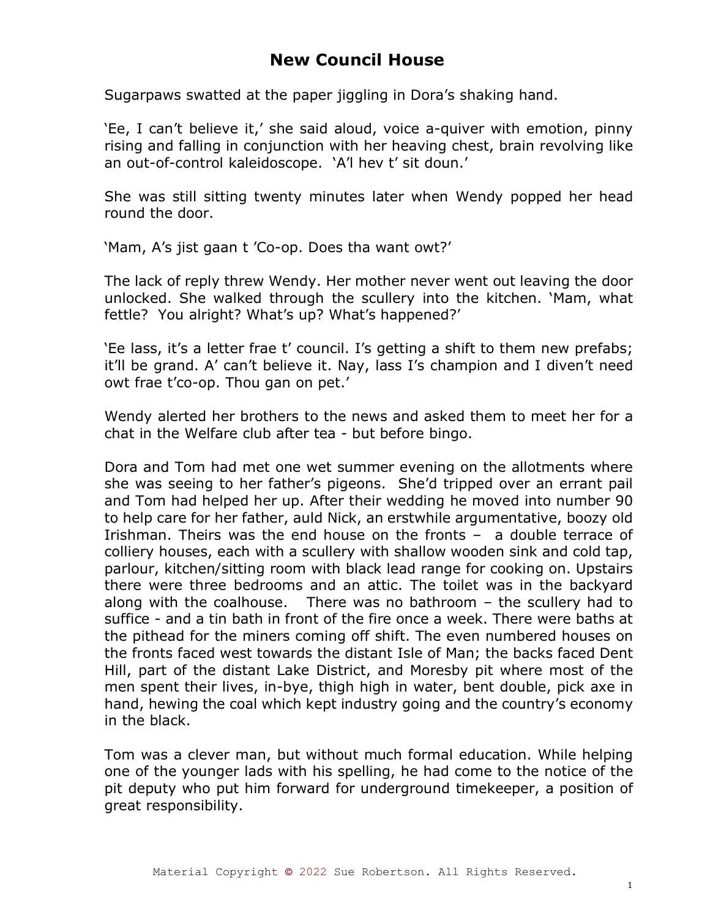# New Council House

Sugarpaws swatted at the paper jiggling in Dora's shaking hand.

'Ee, I can't believe it,' she said aloud, voice a-quiver with emotion, pinny rising and falling in conjunction with her heaving chest, brain revolving like an out-of-control kaleidoscope. 'A'l hev t' sit doun.'

She was still sitting twenty minutes later when Wendy popped her head round the door.

'Mam, A's jist gaan t 'Co-op. Does tha want owt?'

The lack of reply threw Wendy. Her mother never went out leaving the door unlocked. She walked through the scullery into the kitchen. 'Mam, what fettle? You alright? What's up? What's happened?'

'Ee lass, it's a letter frae t' council. I's getting a shift to them new prefabs; it'll be grand. A' can't believe it. Nay, lass I's champion and I diven't need owt frae t'co-op. Thou gan on pet.'

Wendy alerted her brothers to the news and asked them to meet her for a chat in the Welfare club after tea - but before bingo.

Dora and Tom had met one wet summer evening on the allotments where she was seeing to her father's pigeons. She'd tripped over an errant pail and Tom had helped her up. After their wedding he moved into number 90 to help care for her father, auld Nick, an erstwhile argumentative, boozy old Irishman. Theirs was the end house on the fronts – a double terrace of colliery houses, each with a scullery with shallow wooden sink and cold tap, parlour, kitchen/sitting room with black lead range for cooking on. Upstairs there were three bedrooms and an attic. The toilet was in the backyard along with the coalhouse. There was no bathroom – the scullery had to suffice - and a tin bath in front of the fire once a week. There were baths at the pithead for the miners coming off shift. The even numbered houses on the fronts faced west towards the distant Isle of Man; the backs faced Dent Hill, part of the distant Lake District, and Moresby pit where most of the men spent their lives, in-bye, thigh high in water, bent double, pick axe in hand, hewing the coal which kept industry going and the country's economy in the black.

Tom was a clever man, but without much formal education. While helping one of the younger lads with his spelling, he had come to the notice of the pit deputy who put him forward for underground timekeeper, a position of great responsibility.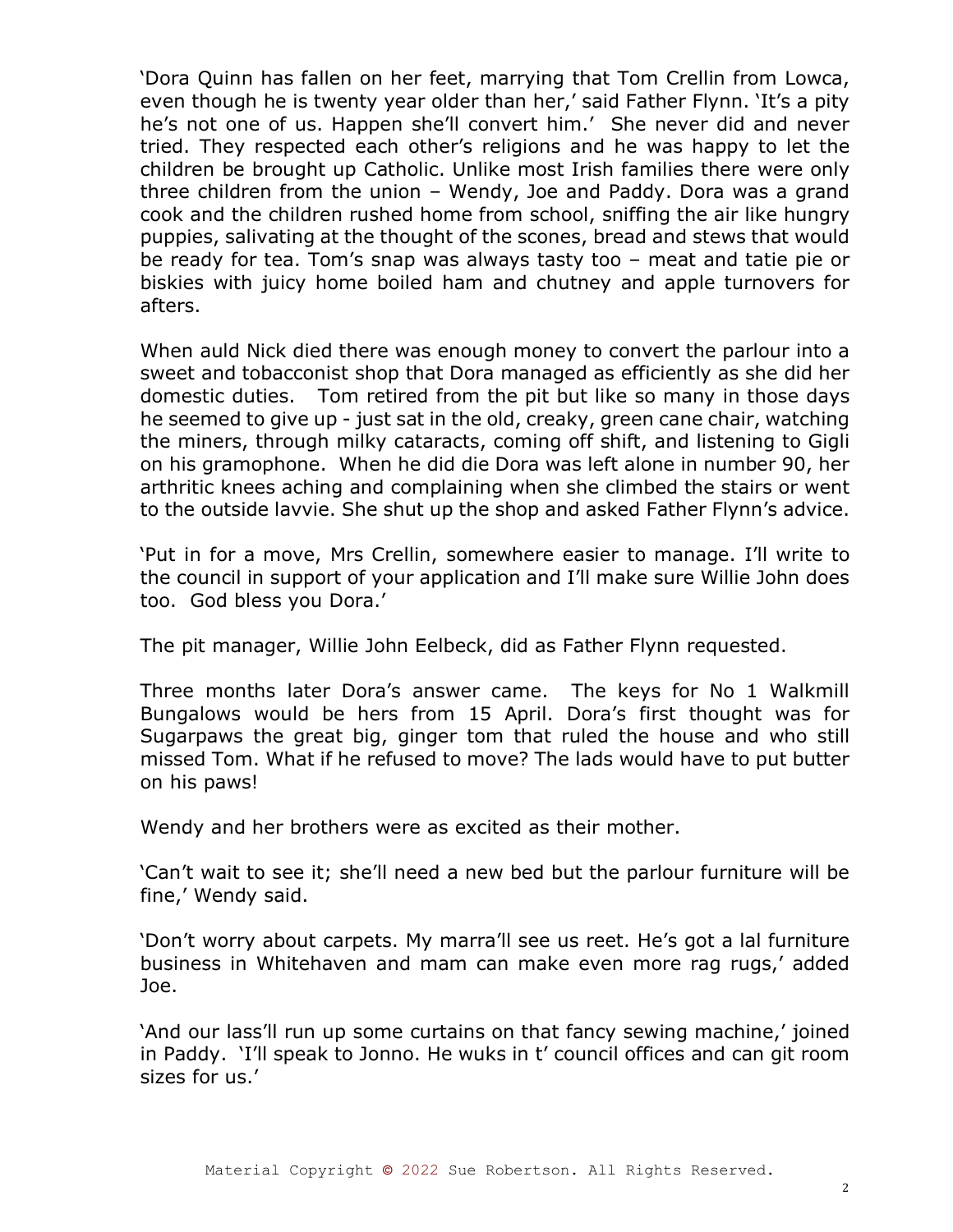'Dora Quinn has fallen on her feet, marrying that Tom Crellin from Lowca, even though he is twenty year older than her,' said Father Flynn. 'It's a pity he's not one of us. Happen she'll convert him.' She never did and never tried. They respected each other's religions and he was happy to let the children be brought up Catholic. Unlike most Irish families there were only three children from the union – Wendy, Joe and Paddy. Dora was a grand cook and the children rushed home from school, sniffing the air like hungry puppies, salivating at the thought of the scones, bread and stews that would be ready for tea. Tom's snap was always tasty too – meat and tatie pie or biskies with juicy home boiled ham and chutney and apple turnovers for afters.

When auld Nick died there was enough money to convert the parlour into a sweet and tobacconist shop that Dora managed as efficiently as she did her domestic duties. Tom retired from the pit but like so many in those days he seemed to give up - just sat in the old, creaky, green cane chair, watching the miners, through milky cataracts, coming off shift, and listening to Gigli on his gramophone. When he did die Dora was left alone in number 90, her arthritic knees aching and complaining when she climbed the stairs or went to the outside lavvie. She shut up the shop and asked Father Flynn's advice.

'Put in for a move, Mrs Crellin, somewhere easier to manage. I'll write to the council in support of your application and I'll make sure Willie John does too. God bless you Dora.'

The pit manager, Willie John Eelbeck, did as Father Flynn requested.

Three months later Dora's answer came. The keys for No 1 Walkmill Bungalows would be hers from 15 April. Dora's first thought was for Sugarpaws the great big, ginger tom that ruled the house and who still missed Tom. What if he refused to move? The lads would have to put butter on his paws!

Wendy and her brothers were as excited as their mother.

'Can't wait to see it; she'll need a new bed but the parlour furniture will be fine,' Wendy said.

'Don't worry about carpets. My marra'll see us reet. He's got a lal furniture business in Whitehaven and mam can make even more rag rugs,' added Joe.

'And our lass'll run up some curtains on that fancy sewing machine,' joined in Paddy. 'I'll speak to Jonno. He wuks in t' council offices and can git room sizes for us.'

Material Copyright © 2022 Sue Robertson. All Rights Reserved.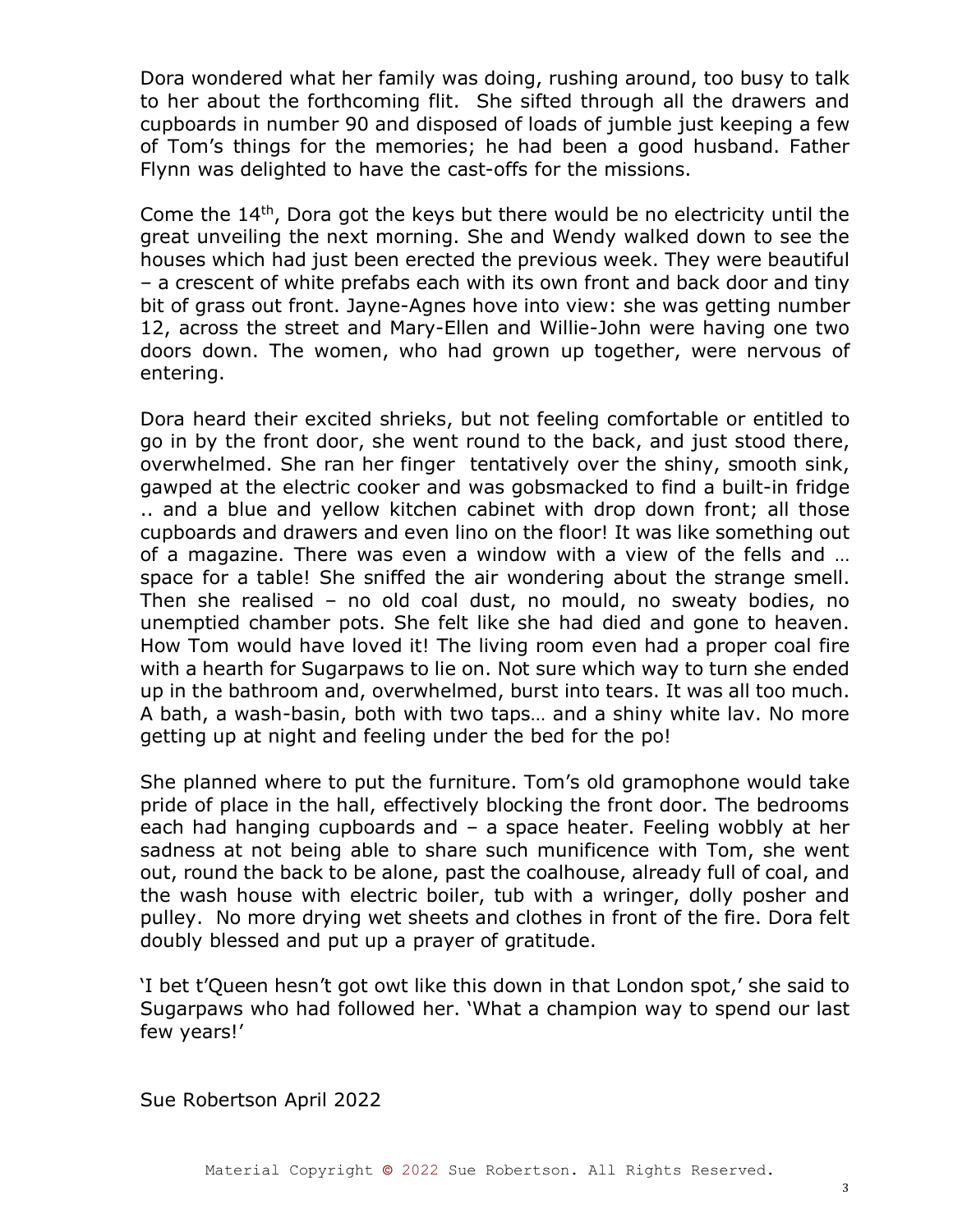Dora wondered what her family was doing, rushing around, too busy to talk to her about the forthcoming flit. She sifted through all the drawers and cupboards in number 90 and disposed of loads of jumble just keeping a few of Tom's things for the memories; he had been a good husband. Father Flynn was delighted to have the cast-offs for the missions.

Come the 14th, Dora got the keys but there would be no electricity until the great unveiling the next morning. She and Wendy walked down to see the houses which had just been erected the previous week. They were beautiful – a crescent of white prefabs each with its own front and back door and tiny bit of grass out front. Jayne-Agnes hove into view: she was getting number 12, across the street and Mary-Ellen and Willie-John were having one two doors down. The women, who had grown up together, were nervous of entering.

Dora heard their excited shrieks, but not feeling comfortable or entitled to go in by the front door, she went round to the back, and just stood there, overwhelmed. She ran her finger tentatively over the shiny, smooth sink, gawped at the electric cooker and was gobsmacked to find a built-in fridge .. and a blue and yellow kitchen cabinet with drop down front; all those cupboards and drawers and even lino on the floor! It was like something out of a magazine. There was even a window with a view of the fells and … space for a table! She sniffed the air wondering about the strange smell. Then she realised – no old coal dust, no mould, no sweaty bodies, no unemptied chamber pots. She felt like she had died and gone to heaven. How Tom would have loved it! The living room even had a proper coal fire with a hearth for Sugarpaws to lie on. Not sure which way to turn she ended up in the bathroom and, overwhelmed, burst into tears. It was all too much. A bath, a wash-basin, both with two taps… and a shiny white lav. No more getting up at night and feeling under the bed for the po!

She planned where to put the furniture. Tom's old gramophone would take pride of place in the hall, effectively blocking the front door. The bedrooms each had hanging cupboards and – a space heater. Feeling wobbly at her sadness at not being able to share such munificence with Tom, she went out, round the back to be alone, past the coalhouse, already full of coal, and the wash house with electric boiler, tub with a wringer, dolly posher and pulley. No more drying wet sheets and clothes in front of the fire. Dora felt doubly blessed and put up a prayer of gratitude.

'I bet t'Queen hesn't got owt like this down in that London spot,' she said to Sugarpaws who had followed her. 'What a champion way to spend our last few years!'

Sue Robertson April 2022

Material Copyright © 2022 Sue Robertson. All Rights Reserved.